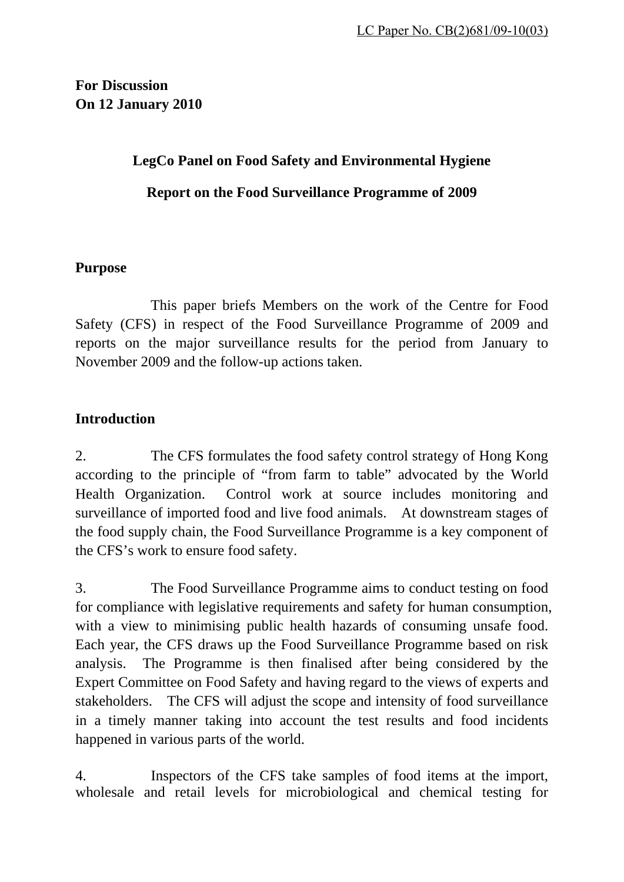LC Paper No. CB(2)681/09-10(03)

**For Discussion**
**On 12 January 2010**

# LegCo Panel on Food Safety and Environmental Hygiene

# Report on the Food Surveillance Programme of 2009

## Purpose

This paper briefs Members on the work of the Centre for Food Safety (CFS) in respect of the Food Surveillance Programme of 2009 and reports on the major surveillance results for the period from January to November 2009 and the follow-up actions taken.

## Introduction

2. The CFS formulates the food safety control strategy of Hong Kong according to the principle of "from farm to table" advocated by the World Health Organization. Control work at source includes monitoring and surveillance of imported food and live food animals. At downstream stages of the food supply chain, the Food Surveillance Programme is a key component of the CFS's work to ensure food safety.

3. The Food Surveillance Programme aims to conduct testing on food for compliance with legislative requirements and safety for human consumption, with a view to minimising public health hazards of consuming unsafe food. Each year, the CFS draws up the Food Surveillance Programme based on risk analysis. The Programme is then finalised after being considered by the Expert Committee on Food Safety and having regard to the views of experts and stakeholders. The CFS will adjust the scope and intensity of food surveillance in a timely manner taking into account the test results and food incidents happened in various parts of the world.

4. Inspectors of the CFS take samples of food items at the import, wholesale and retail levels for microbiological and chemical testing for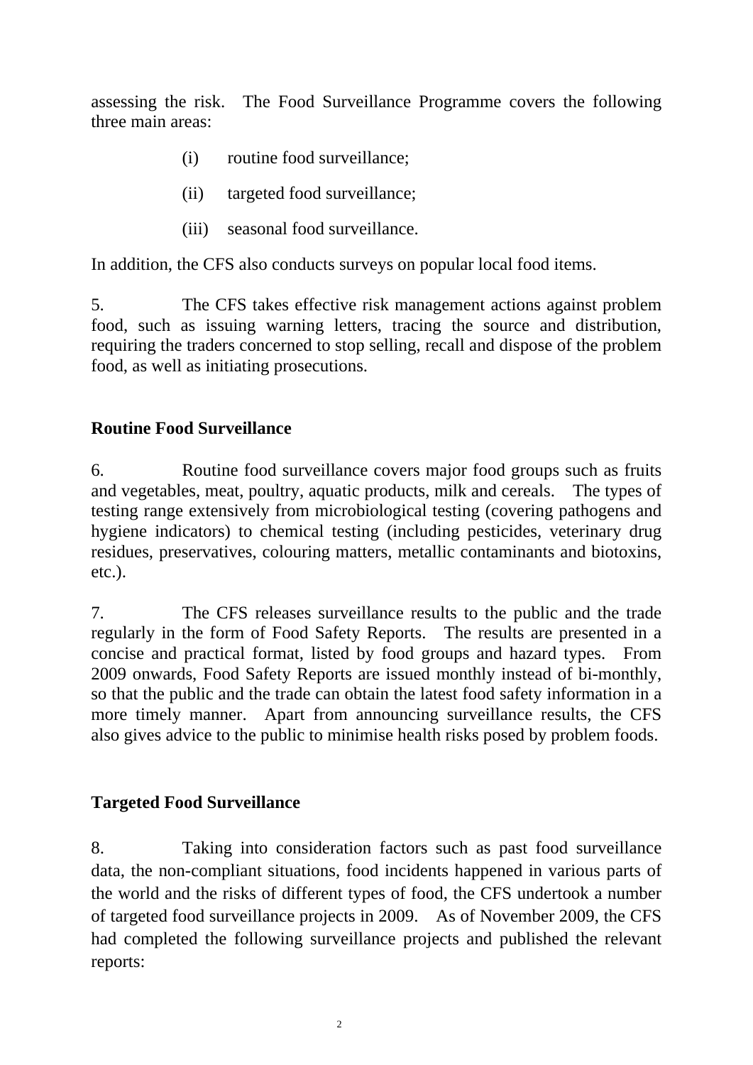assessing the risk. The Food Surveillance Programme covers the following three main areas:

(i) routine food surveillance;

(ii) targeted food surveillance;

(iii) seasonal food surveillance.

In addition, the CFS also conducts surveys on popular local food items.

5. The CFS takes effective risk management actions against problem food, such as issuing warning letters, tracing the source and distribution, requiring the traders concerned to stop selling, recall and dispose of the problem food, as well as initiating prosecutions.

**Routine Food Surveillance**

6. Routine food surveillance covers major food groups such as fruits and vegetables, meat, poultry, aquatic products, milk and cereals. The types of testing range extensively from microbiological testing (covering pathogens and hygiene indicators) to chemical testing (including pesticides, veterinary drug residues, preservatives, colouring matters, metallic contaminants and biotoxins, etc.).

7. The CFS releases surveillance results to the public and the trade regularly in the form of Food Safety Reports. The results are presented in a concise and practical format, listed by food groups and hazard types. From 2009 onwards, Food Safety Reports are issued monthly instead of bi-monthly, so that the public and the trade can obtain the latest food safety information in a more timely manner. Apart from announcing surveillance results, the CFS also gives advice to the public to minimise health risks posed by problem foods.

**Targeted Food Surveillance**

8. Taking into consideration factors such as past food surveillance data, the non-compliant situations, food incidents happened in various parts of the world and the risks of different types of food, the CFS undertook a number of targeted food surveillance projects in 2009. As of November 2009, the CFS had completed the following surveillance projects and published the relevant reports: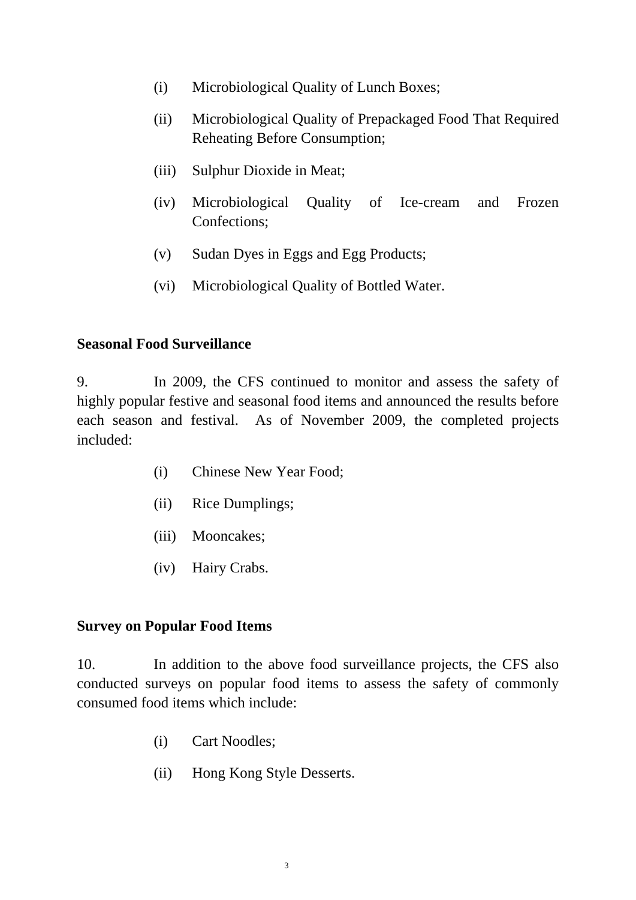(i) Microbiological Quality of Lunch Boxes;

(ii) Microbiological Quality of Prepackaged Food That Required Reheating Before Consumption;

(iii) Sulphur Dioxide in Meat;

(iv) Microbiological Quality of Ice-cream and Frozen Confections;

(v) Sudan Dyes in Eggs and Egg Products;

(vi) Microbiological Quality of Bottled Water.

**Seasonal Food Surveillance**

9. In 2009, the CFS continued to monitor and assess the safety of highly popular festive and seasonal food items and announced the results before each season and festival. As of November 2009, the completed projects included:

(i) Chinese New Year Food;

(ii) Rice Dumplings;

(iii) Mooncakes;

(iv) Hairy Crabs.

**Survey on Popular Food Items**

10. In addition to the above food surveillance projects, the CFS also conducted surveys on popular food items to assess the safety of commonly consumed food items which include:

(i) Cart Noodles;

(ii) Hong Kong Style Desserts.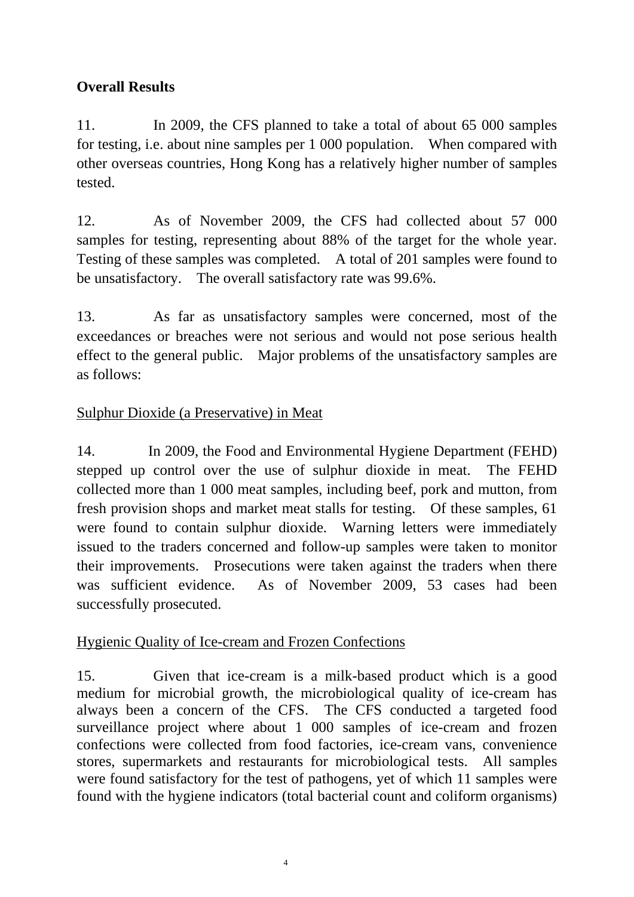**Overall Results**

11. In 2009, the CFS planned to take a total of about 65 000 samples for testing, i.e. about nine samples per 1 000 population. When compared with other overseas countries, Hong Kong has a relatively higher number of samples tested.

12. As of November 2009, the CFS had collected about 57 000 samples for testing, representing about 88% of the target for the whole year. Testing of these samples was completed. A total of 201 samples were found to be unsatisfactory. The overall satisfactory rate was 99.6%.

13. As far as unsatisfactory samples were concerned, most of the exceedances or breaches were not serious and would not pose serious health effect to the general public. Major problems of the unsatisfactory samples are as follows:

<u>Sulphur Dioxide (a Preservative) in Meat</u>

14. In 2009, the Food and Environmental Hygiene Department (FEHD) stepped up control over the use of sulphur dioxide in meat. The FEHD collected more than 1 000 meat samples, including beef, pork and mutton, from fresh provision shops and market meat stalls for testing. Of these samples, 61 were found to contain sulphur dioxide. Warning letters were immediately issued to the traders concerned and follow-up samples were taken to monitor their improvements. Prosecutions were taken against the traders when there was sufficient evidence. As of November 2009, 53 cases had been successfully prosecuted.

<u>Hygienic Quality of Ice-cream and Frozen Confections</u>

15. Given that ice-cream is a milk-based product which is a good medium for microbial growth, the microbiological quality of ice-cream has always been a concern of the CFS. The CFS conducted a targeted food surveillance project where about 1 000 samples of ice-cream and frozen confections were collected from food factories, ice-cream vans, convenience stores, supermarkets and restaurants for microbiological tests. All samples were found satisfactory for the test of pathogens, yet of which 11 samples were found with the hygiene indicators (total bacterial count and coliform organisms)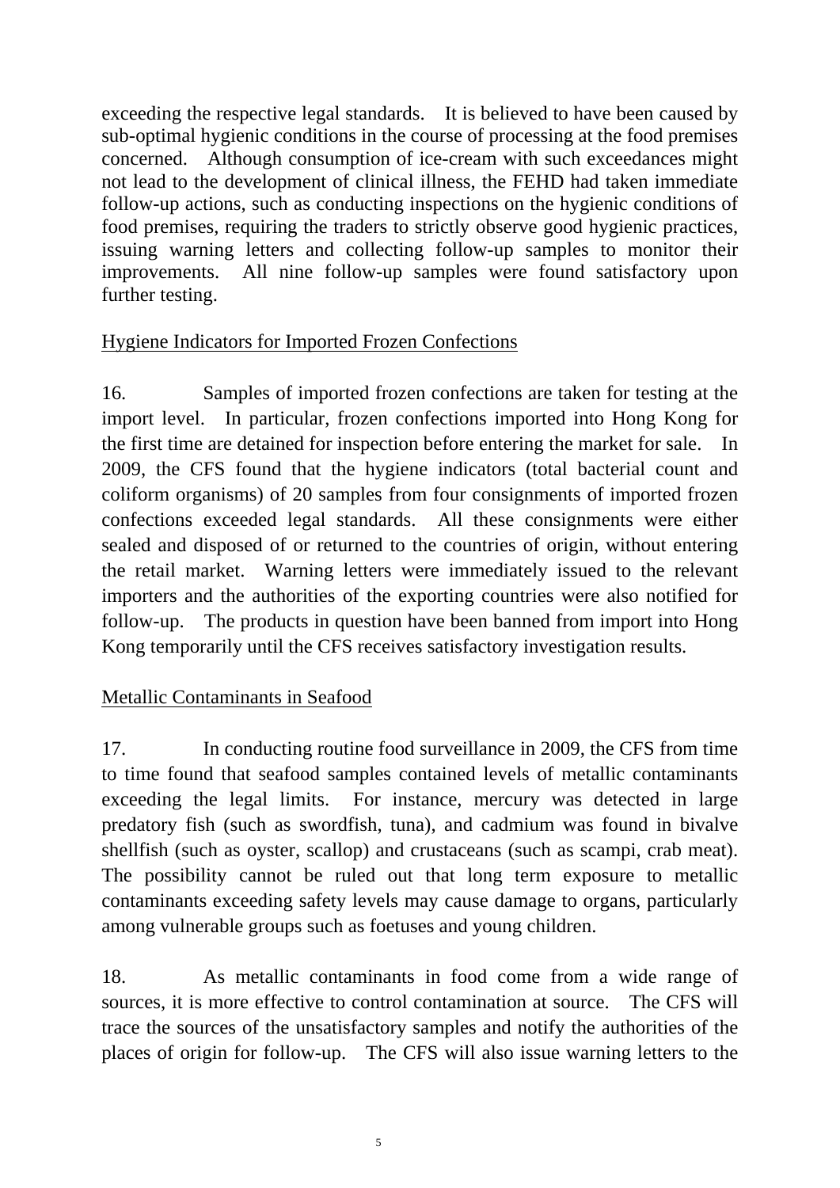exceeding the respective legal standards. It is believed to have been caused by sub-optimal hygienic conditions in the course of processing at the food premises concerned. Although consumption of ice-cream with such exceedances might not lead to the development of clinical illness, the FEHD had taken immediate follow-up actions, such as conducting inspections on the hygienic conditions of food premises, requiring the traders to strictly observe good hygienic practices, issuing warning letters and collecting follow-up samples to monitor their improvements. All nine follow-up samples were found satisfactory upon further testing.

Hygiene Indicators for Imported Frozen Confections

16. Samples of imported frozen confections are taken for testing at the import level. In particular, frozen confections imported into Hong Kong for the first time are detained for inspection before entering the market for sale. In 2009, the CFS found that the hygiene indicators (total bacterial count and coliform organisms) of 20 samples from four consignments of imported frozen confections exceeded legal standards. All these consignments were either sealed and disposed of or returned to the countries of origin, without entering the retail market. Warning letters were immediately issued to the relevant importers and the authorities of the exporting countries were also notified for follow-up. The products in question have been banned from import into Hong Kong temporarily until the CFS receives satisfactory investigation results.

Metallic Contaminants in Seafood

17. In conducting routine food surveillance in 2009, the CFS from time to time found that seafood samples contained levels of metallic contaminants exceeding the legal limits. For instance, mercury was detected in large predatory fish (such as swordfish, tuna), and cadmium was found in bivalve shellfish (such as oyster, scallop) and crustaceans (such as scampi, crab meat). The possibility cannot be ruled out that long term exposure to metallic contaminants exceeding safety levels may cause damage to organs, particularly among vulnerable groups such as foetuses and young children.

18. As metallic contaminants in food come from a wide range of sources, it is more effective to control contamination at source. The CFS will trace the sources of the unsatisfactory samples and notify the authorities of the places of origin for follow-up. The CFS will also issue warning letters to the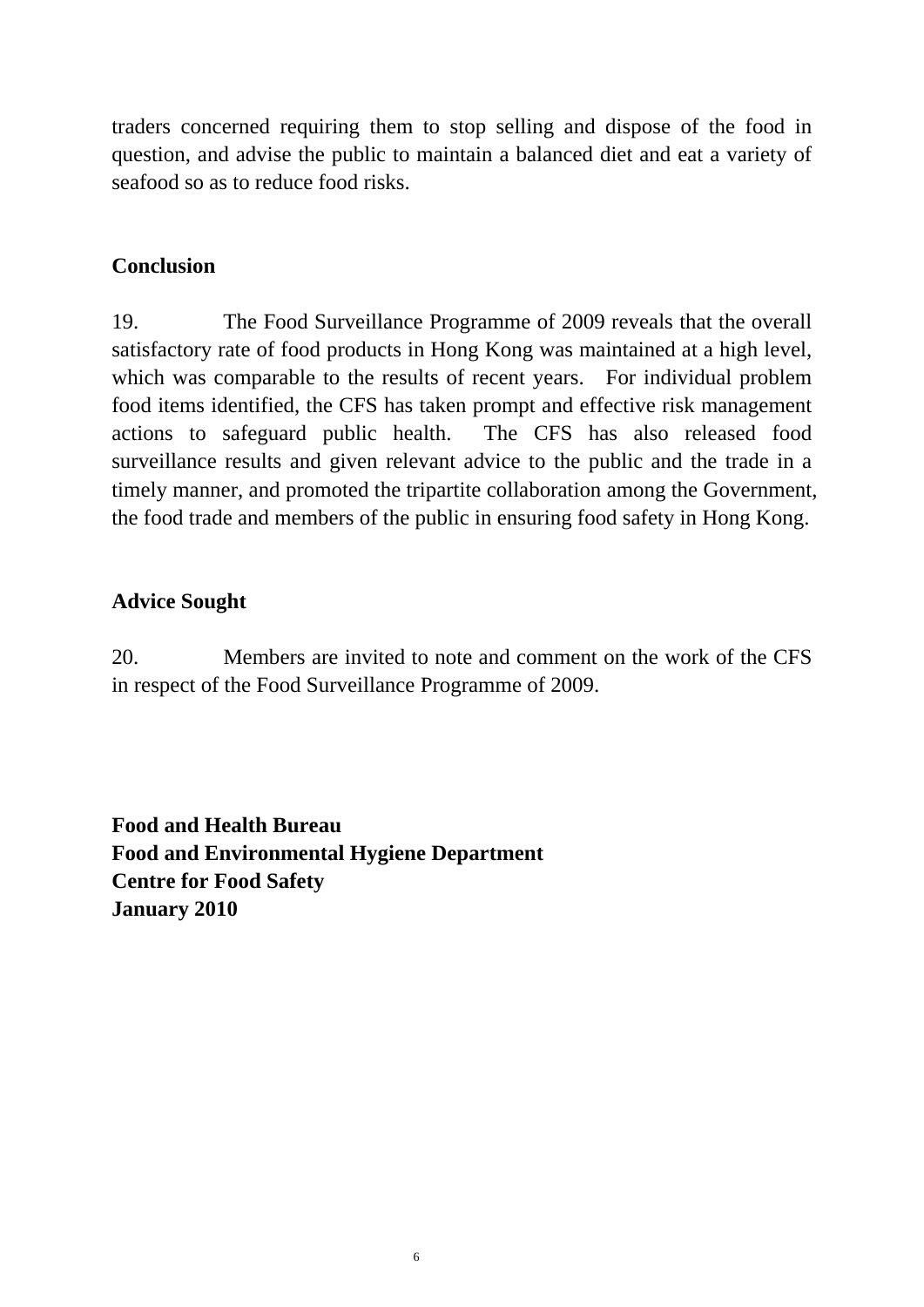traders concerned requiring them to stop selling and dispose of the food in question, and advise the public to maintain a balanced diet and eat a variety of seafood so as to reduce food risks.

## Conclusion

19. The Food Surveillance Programme of 2009 reveals that the overall satisfactory rate of food products in Hong Kong was maintained at a high level, which was comparable to the results of recent years. For individual problem food items identified, the CFS has taken prompt and effective risk management actions to safeguard public health. The CFS has also released food surveillance results and given relevant advice to the public and the trade in a timely manner, and promoted the tripartite collaboration among the Government, the food trade and members of the public in ensuring food safety in Hong Kong.

## Advice Sought

20. Members are invited to note and comment on the work of the CFS in respect of the Food Surveillance Programme of 2009.

**Food and Health Bureau**
**Food and Environmental Hygiene Department**
**Centre for Food Safety**
**January 2010**